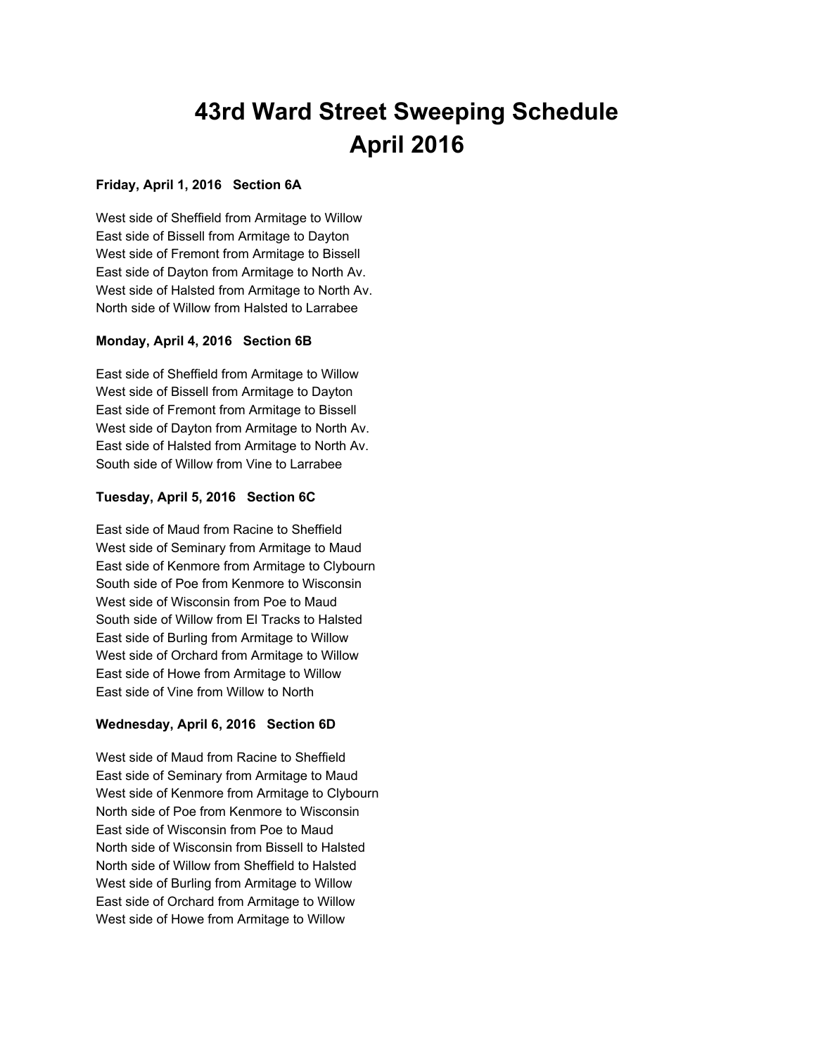# 43rd Ward Street Sweeping Schedule
# April 2016

**Friday, April 1, 2016   Section 6A**

West side of Sheffield from Armitage to Willow
East side of Bissell from Armitage to Dayton
West side of Fremont from Armitage to Bissell
East side of Dayton from Armitage to North Av.
West side of Halsted from Armitage to North Av.
North side of Willow from Halsted to Larrabee

**Monday, April 4, 2016   Section 6B**

East side of Sheffield from Armitage to Willow
West side of Bissell from Armitage to Dayton
East side of Fremont from Armitage to Bissell
West side of Dayton from Armitage to North Av.
East side of Halsted from Armitage to North Av.
South side of Willow from Vine to Larrabee

**Tuesday, April 5, 2016   Section 6C**

East side of Maud from Racine to Sheffield
West side of Seminary from Armitage to Maud
East side of Kenmore from Armitage to Clybourn
South side of Poe from Kenmore to Wisconsin
West side of Wisconsin from Poe to Maud
South side of Willow from El Tracks to Halsted
East side of Burling from Armitage to Willow
West side of Orchard from Armitage to Willow
East side of Howe from Armitage to Willow
East side of Vine from Willow to North

**Wednesday, April 6, 2016   Section 6D**

West side of Maud from Racine to Sheffield
East side of Seminary from Armitage to Maud
West side of Kenmore from Armitage to Clybourn
North side of Poe from Kenmore to Wisconsin
East side of Wisconsin from Poe to Maud
North side of Wisconsin from Bissell to Halsted
North side of Willow from Sheffield to Halsted
West side of Burling from Armitage to Willow
East side of Orchard from Armitage to Willow
West side of Howe from Armitage to Willow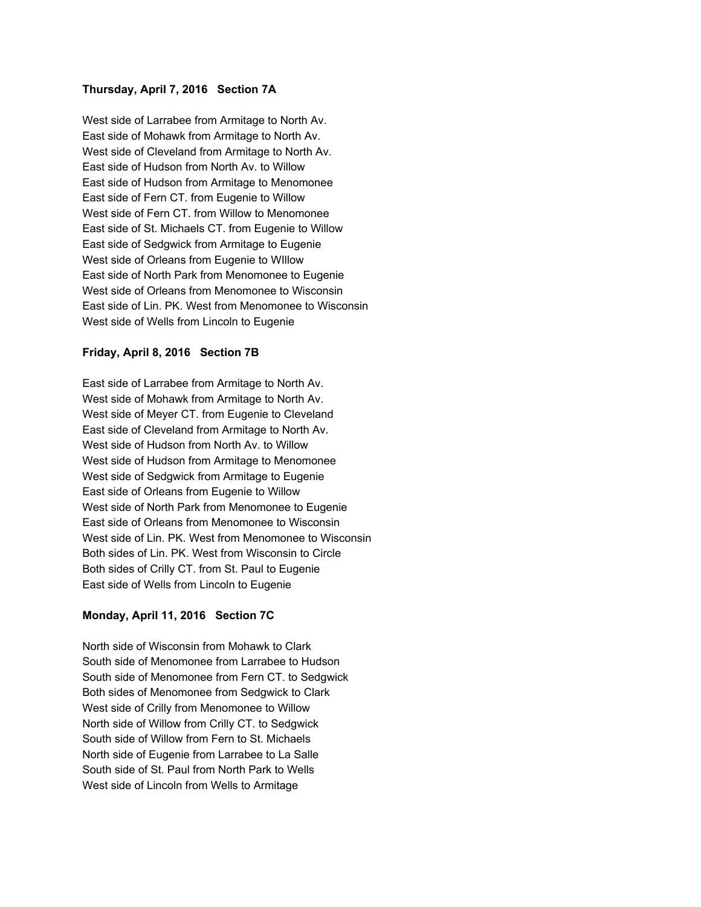**Thursday, April 7, 2016   Section 7A**

West side of Larrabee from Armitage to North Av.
East side of Mohawk from Armitage to North Av.
West side of Cleveland from Armitage to North Av.
East side of Hudson from North Av. to Willow
East side of Hudson from Armitage to Menomonee
East side of Fern CT. from Eugenie to Willow
West side of Fern CT. from Willow to Menomonee
East side of St. Michaels CT. from Eugenie to Willow
East side of Sedgwick from Armitage to Eugenie
West side of Orleans from Eugenie to WIllow
East side of North Park from Menomonee to Eugenie
West side of Orleans from Menomonee to Wisconsin
East side of Lin. PK. West from Menomonee to Wisconsin
West side of Wells from Lincoln to Eugenie

**Friday, April 8, 2016   Section 7B**

East side of Larrabee from Armitage to North Av.
West side of Mohawk from Armitage to North Av.
West side of Meyer CT. from Eugenie to Cleveland
East side of Cleveland from Armitage to North Av.
West side of Hudson from North Av. to Willow
West side of Hudson from Armitage to Menomonee
West side of Sedgwick from Armitage to Eugenie
East side of Orleans from Eugenie to Willow
West side of North Park from Menomonee to Eugenie
East side of Orleans from Menomonee to Wisconsin
West side of Lin. PK. West from Menomonee to Wisconsin
Both sides of Lin. PK. West from Wisconsin to Circle
Both sides of Crilly CT. from St. Paul to Eugenie
East side of Wells from Lincoln to Eugenie

**Monday, April 11, 2016   Section 7C**

North side of Wisconsin from Mohawk to Clark
South side of Menomonee from Larrabee to Hudson
South side of Menomonee from Fern CT. to Sedgwick
Both sides of Menomonee from Sedgwick to Clark
West side of Crilly from Menomonee to Willow
North side of Willow from Crilly CT. to Sedgwick
South side of Willow from Fern to St. Michaels
North side of Eugenie from Larrabee to La Salle
South side of St. Paul from North Park to Wells
West side of Lincoln from Wells to Armitage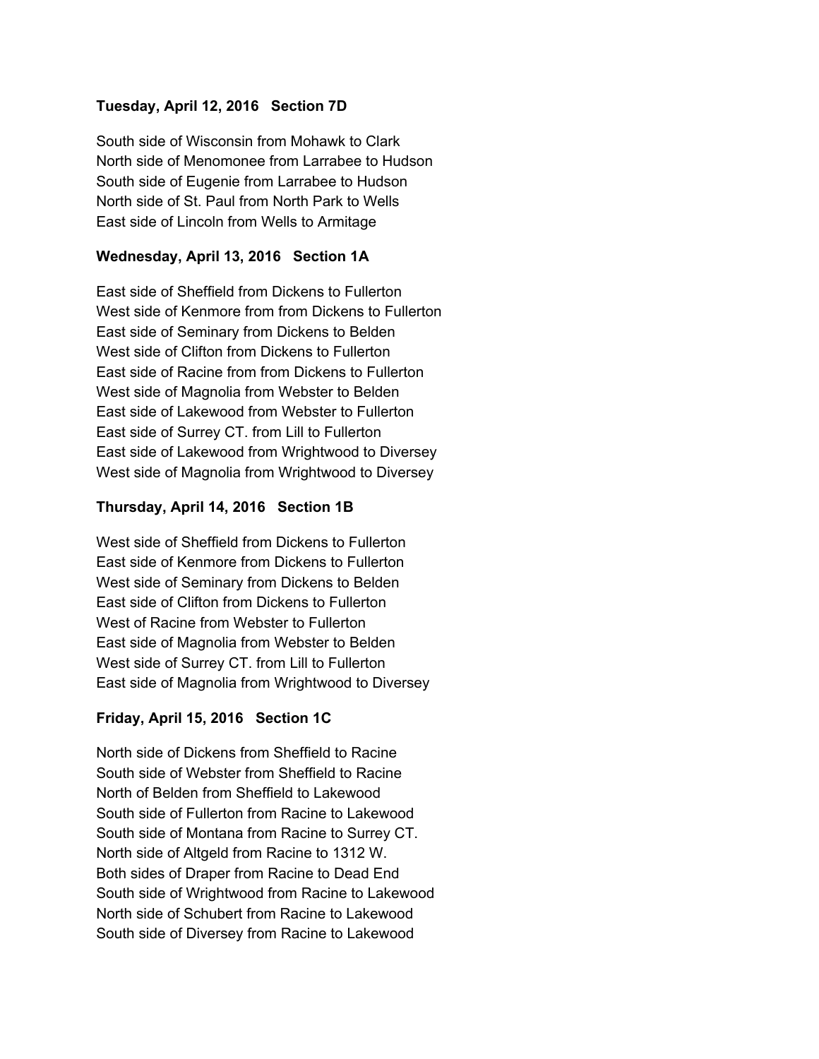**Tuesday, April 12, 2016   Section 7D**

South side of Wisconsin from Mohawk to Clark
North side of Menomonee from Larrabee to Hudson
South side of Eugenie from Larrabee to Hudson
North side of St. Paul from North Park to Wells
East side of Lincoln from Wells to Armitage

**Wednesday, April 13, 2016   Section 1A**

East side of Sheffield from Dickens to Fullerton
West side of Kenmore from from Dickens to Fullerton
East side of Seminary from Dickens to Belden
West side of Clifton from Dickens to Fullerton
East side of Racine from from Dickens to Fullerton
West side of Magnolia from Webster to Belden
East side of Lakewood from Webster to Fullerton
East side of Surrey CT. from Lill to Fullerton
East side of Lakewood from Wrightwood to Diversey
West side of Magnolia from Wrightwood to Diversey

**Thursday, April 14, 2016   Section 1B**

West side of Sheffield from Dickens to Fullerton
East side of Kenmore from Dickens to Fullerton
West side of Seminary from Dickens to Belden
East side of Clifton from Dickens to Fullerton
West of Racine from Webster to Fullerton
East side of Magnolia from Webster to Belden
West side of Surrey CT. from Lill to Fullerton
East side of Magnolia from Wrightwood to Diversey

**Friday, April 15, 2016   Section 1C**

North side of Dickens from Sheffield to Racine
South side of Webster from Sheffield to Racine
North of Belden from Sheffield to Lakewood
South side of Fullerton from Racine to Lakewood
South side of Montana from Racine to Surrey CT.
North side of Altgeld from Racine to 1312 W.
Both sides of Draper from Racine to Dead End
South side of Wrightwood from Racine to Lakewood
North side of Schubert from Racine to Lakewood
South side of Diversey from Racine to Lakewood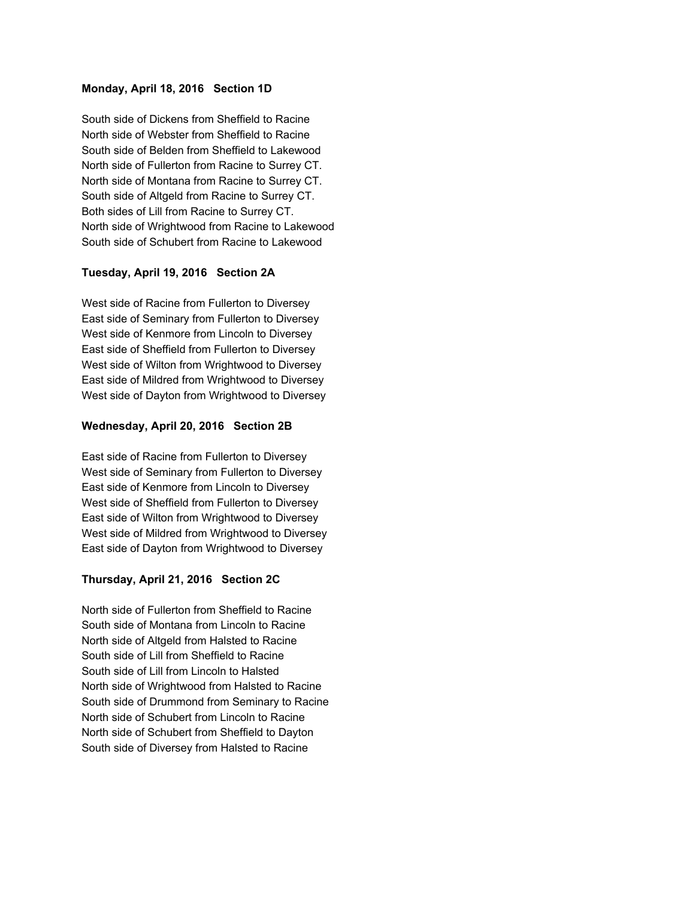**Monday, April 18, 2016 Section 1D**

South side of Dickens from Sheffield to Racine
North side of Webster from Sheffield to Racine
South side of Belden from Sheffield to Lakewood
North side of Fullerton from Racine to Surrey CT.
North side of Montana from Racine to Surrey CT.
South side of Altgeld from Racine to Surrey CT.
Both sides of Lill from Racine to Surrey CT.
North side of Wrightwood from Racine to Lakewood
South side of Schubert from Racine to Lakewood

**Tuesday, April 19, 2016 Section 2A**

West side of Racine from Fullerton to Diversey
East side of Seminary from Fullerton to Diversey
West side of Kenmore from Lincoln to Diversey
East side of Sheffield from Fullerton to Diversey
West side of Wilton from Wrightwood to Diversey
East side of Mildred from Wrightwood to Diversey
West side of Dayton from Wrightwood to Diversey

**Wednesday, April 20, 2016 Section 2B**

East side of Racine from Fullerton to Diversey
West side of Seminary from Fullerton to Diversey
East side of Kenmore from Lincoln to Diversey
West side of Sheffield from Fullerton to Diversey
East side of Wilton from Wrightwood to Diversey
West side of Mildred from Wrightwood to Diversey
East side of Dayton from Wrightwood to Diversey

**Thursday, April 21, 2016 Section 2C**

North side of Fullerton from Sheffield to Racine
South side of Montana from Lincoln to Racine
North side of Altgeld from Halsted to Racine
South side of Lill from Sheffield to Racine
South side of Lill from Lincoln to Halsted
North side of Wrightwood from Halsted to Racine
South side of Drummond from Seminary to Racine
North side of Schubert from Lincoln to Racine
North side of Schubert from Sheffield to Dayton
South side of Diversey from Halsted to Racine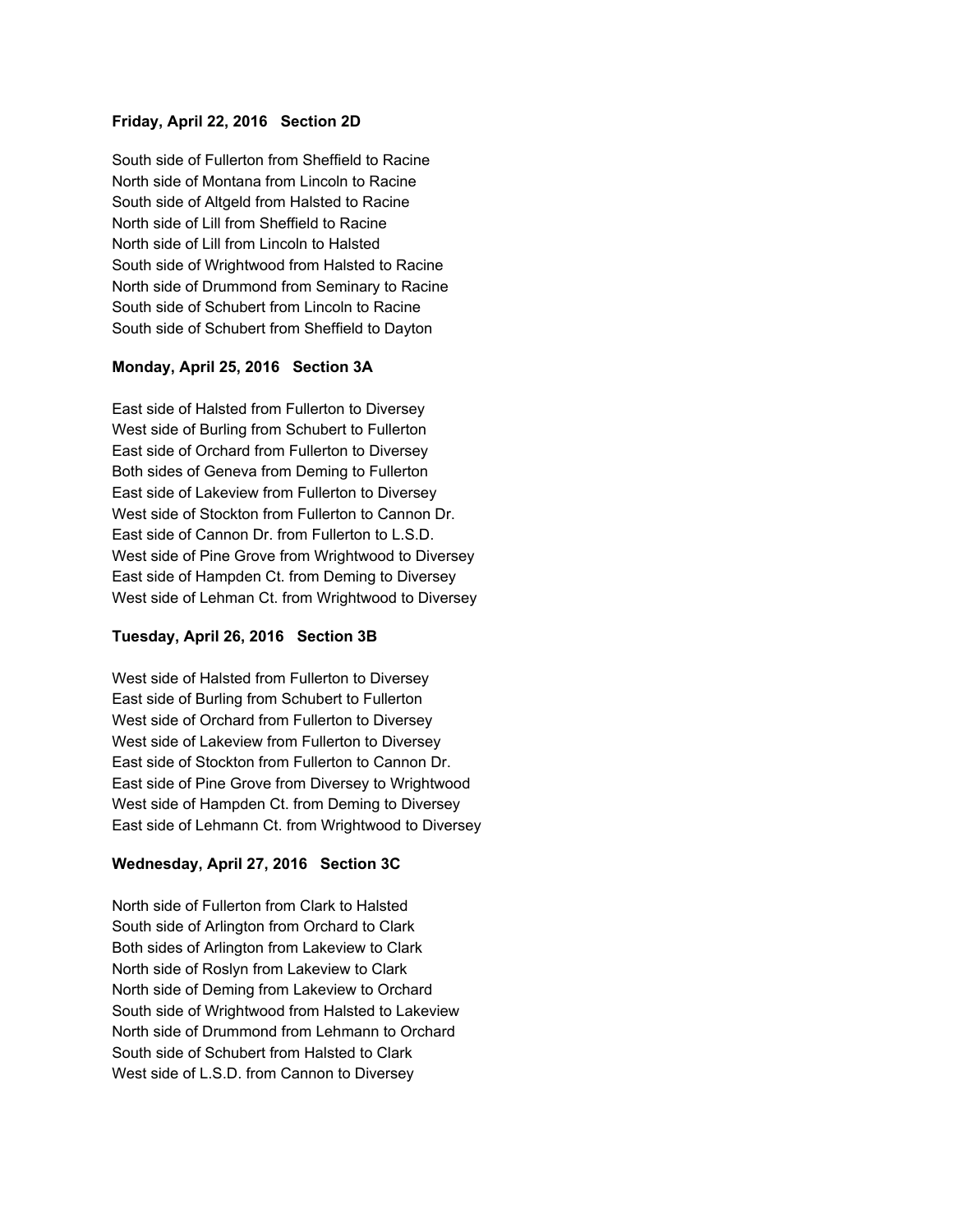**Friday, April 22, 2016 Section 2D**

South side of Fullerton from Sheffield to Racine
North side of Montana from Lincoln to Racine
South side of Altgeld from Halsted to Racine
North side of Lill from Sheffield to Racine
North side of Lill from Lincoln to Halsted
South side of Wrightwood from Halsted to Racine
North side of Drummond from Seminary to Racine
South side of Schubert from Lincoln to Racine
South side of Schubert from Sheffield to Dayton

**Monday, April 25, 2016 Section 3A**

East side of Halsted from Fullerton to Diversey
West side of Burling from Schubert to Fullerton
East side of Orchard from Fullerton to Diversey
Both sides of Geneva from Deming to Fullerton
East side of Lakeview from Fullerton to Diversey
West side of Stockton from Fullerton to Cannon Dr.
East side of Cannon Dr. from Fullerton to L.S.D.
West side of Pine Grove from Wrightwood to Diversey
East side of Hampden Ct. from Deming to Diversey
West side of Lehman Ct. from Wrightwood to Diversey

**Tuesday, April 26, 2016 Section 3B**

West side of Halsted from Fullerton to Diversey
East side of Burling from Schubert to Fullerton
West side of Orchard from Fullerton to Diversey
West side of Lakeview from Fullerton to Diversey
East side of Stockton from Fullerton to Cannon Dr.
East side of Pine Grove from Diversey to Wrightwood
West side of Hampden Ct. from Deming to Diversey
East side of Lehmann Ct. from Wrightwood to Diversey

**Wednesday, April 27, 2016 Section 3C**

North side of Fullerton from Clark to Halsted
South side of Arlington from Orchard to Clark
Both sides of Arlington from Lakeview to Clark
North side of Roslyn from Lakeview to Clark
North side of Deming from Lakeview to Orchard
South side of Wrightwood from Halsted to Lakeview
North side of Drummond from Lehmann to Orchard
South side of Schubert from Halsted to Clark
West side of L.S.D. from Cannon to Diversey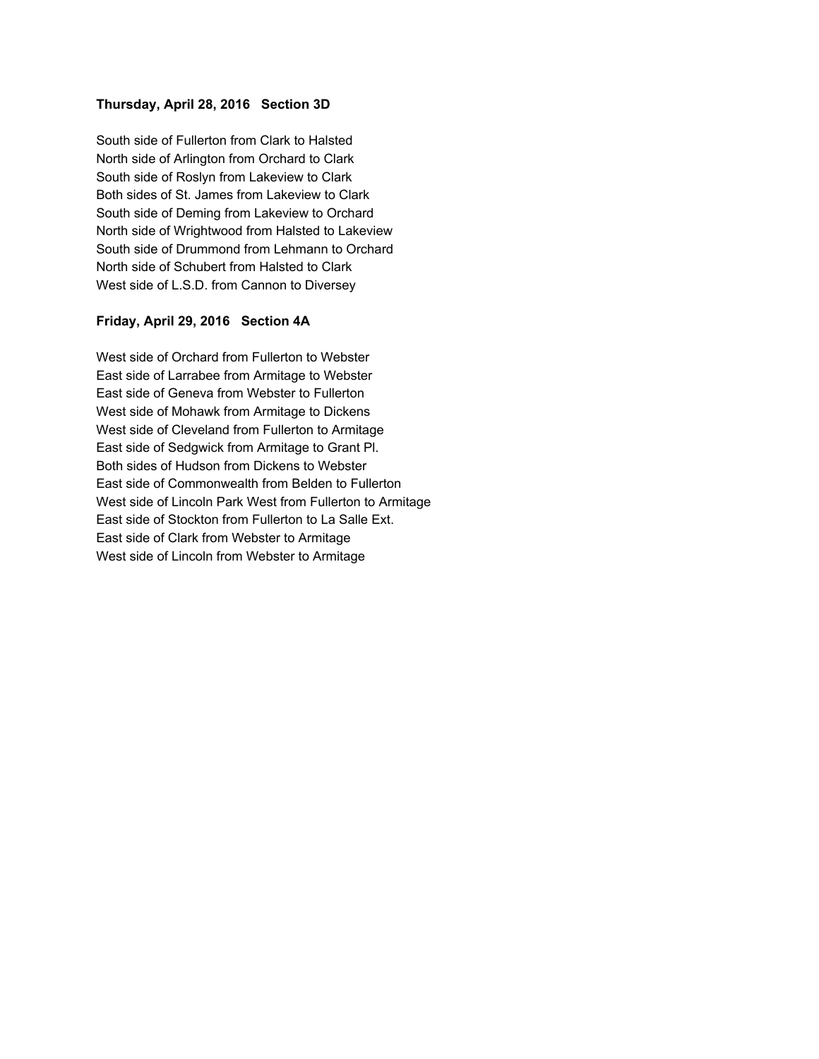**Thursday, April 28, 2016   Section 3D**

South side of Fullerton from Clark to Halsted
North side of Arlington from Orchard to Clark
South side of Roslyn from Lakeview to Clark
Both sides of St. James from Lakeview to Clark
South side of Deming from Lakeview to Orchard
North side of Wrightwood from Halsted to Lakeview
South side of Drummond from Lehmann to Orchard
North side of Schubert from Halsted to Clark
West side of L.S.D. from Cannon to Diversey

**Friday, April 29, 2016   Section 4A**

West side of Orchard from Fullerton to Webster
East side of Larrabee from Armitage to Webster
East side of Geneva from Webster to Fullerton
West side of Mohawk from Armitage to Dickens
West side of Cleveland from Fullerton to Armitage
East side of Sedgwick from Armitage to Grant Pl.
Both sides of Hudson from Dickens to Webster
East side of Commonwealth from Belden to Fullerton
West side of Lincoln Park West from Fullerton to Armitage
East side of Stockton from Fullerton to La Salle Ext.
East side of Clark from Webster to Armitage
West side of Lincoln from Webster to Armitage